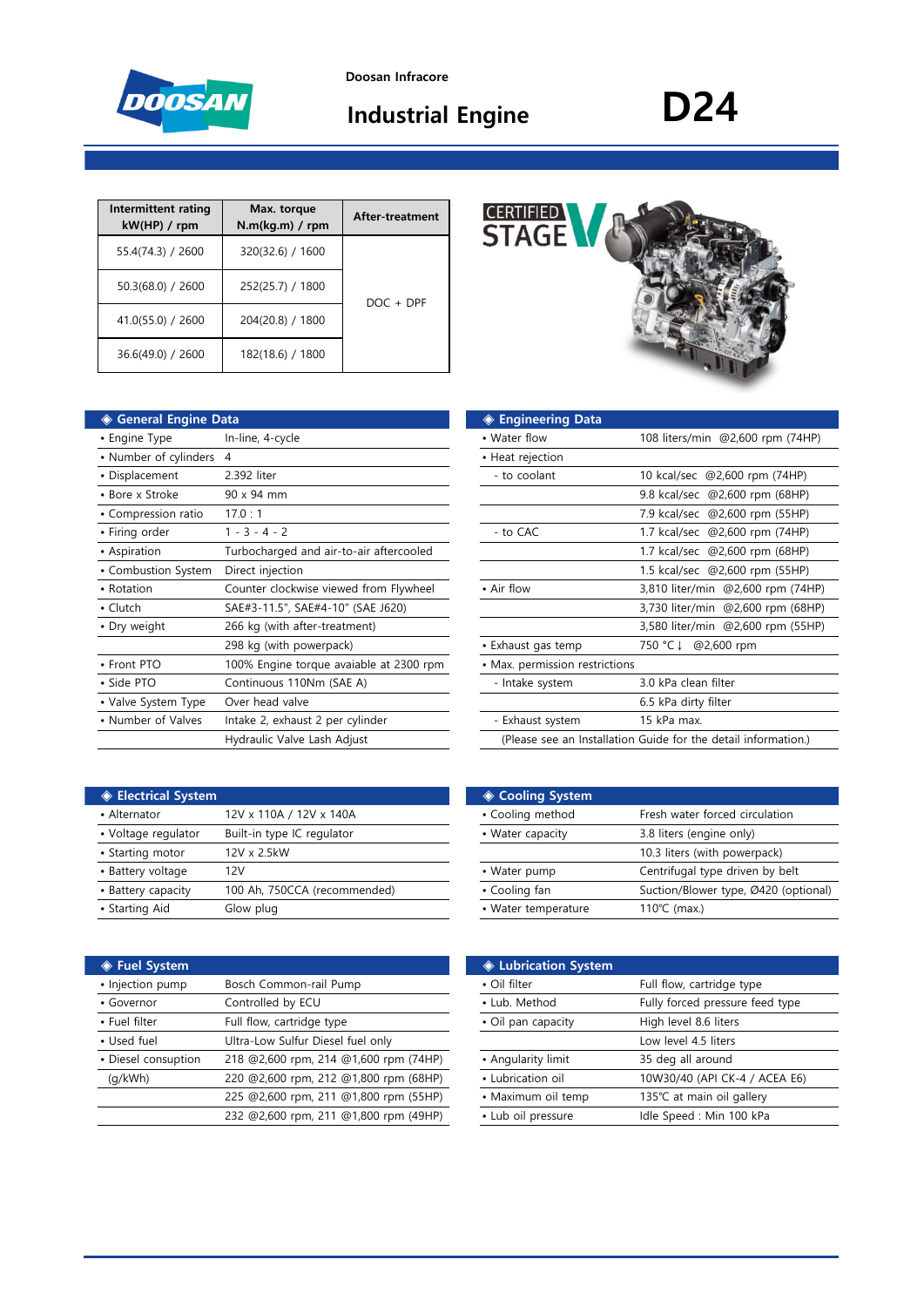Doosan Infracore

# Industrial Engine

# D24

| Intermittent rating kW(HP) / rpm | Max. torque N.m(kg.m) / rpm | After-treatment |
|---|---|---|
| 55.4(74.3) / 2600 | 320(32.6) / 1600 | DOC + DPF |
| 50.3(68.0) / 2600 | 252(25.7) / 1800 | |
| 41.0(55.0) / 2600 | 204(20.8) / 1800 | |
| 36.6(49.0) / 2600 | 182(18.6) / 1800 | |

CERTIFIED STAGE V

## ◈ General Engine Data

| | |
|---|---|
| • Engine Type | In-line, 4-cycle |
| • Number of cylinders | 4 |
| • Displacement | 2.392 liter |
| • Bore x Stroke | 90 x 94 mm |
| • Compression ratio | 17.0 : 1 |
| • Firing order | 1 - 3 - 4 - 2 |
| • Aspiration | Turbocharged and air-to-air aftercooled |
| • Combustion System | Direct injection |
| • Rotation | Counter clockwise viewed from Flywheel |
| • Clutch | SAE#3-11.5", SAE#4-10" (SAE J620) |
| • Dry weight | 266 kg (with after-treatment) |
| | 298 kg (with powerpack) |
| • Front PTO | 100% Engine torque avaiable at 2300 rpm |
| • Side PTO | Continuous 110Nm (SAE A) |
| • Valve System Type | Over head valve |
| • Number of Valves | Intake 2, exhaust 2 per cylinder |
| | Hydraulic Valve Lash Adjust |

## ◈ Engineering Data

| | |
|---|---|
| • Water flow | 108 liters/min @2,600 rpm (74HP) |
| • Heat rejection | |
| - to coolant | 10 kcal/sec @2,600 rpm (74HP) |
| | 9.8 kcal/sec @2,600 rpm (68HP) |
| | 7.9 kcal/sec @2,600 rpm (55HP) |
| - to CAC | 1.7 kcal/sec @2,600 rpm (74HP) |
| | 1.7 kcal/sec @2,600 rpm (68HP) |
| | 1.5 kcal/sec @2,600 rpm (55HP) |
| • Air flow | 3,810 liter/min @2,600 rpm (74HP) |
| | 3,730 liter/min @2,600 rpm (68HP) |
| | 3,580 liter/min @2,600 rpm (55HP) |
| • Exhaust gas temp | 750 °C ↓ @2,600 rpm |
| • Max. permission restrictions | |
| - Intake system | 3.0 kPa clean filter |
| | 6.5 kPa dirty filter |
| - Exhaust system | 15 kPa max. |
| | (Please see an Installation Guide for the detail information.) |

## ◈ Electrical System

| | |
|---|---|
| • Alternator | 12V x 110A / 12V x 140A |
| • Voltage regulator | Built-in type IC regulator |
| • Starting motor | 12V x 2.5kW |
| • Battery voltage | 12V |
| • Battery capacity | 100 Ah, 750CCA (recommended) |
| • Starting Aid | Glow plug |

## ◈ Cooling System

| | |
|---|---|
| • Cooling method | Fresh water forced circulation |
| • Water capacity | 3.8 liters (engine only) |
| | 10.3 liters (with powerpack) |
| • Water pump | Centrifugal type driven by belt |
| • Cooling fan | Suction/Blower type, Ø420 (optional) |
| • Water temperature | 110℃ (max.) |

## ◈ Fuel System

| | |
|---|---|
| • Injection pump | Bosch Common-rail Pump |
| • Governor | Controlled by ECU |
| • Fuel filter | Full flow, cartridge type |
| • Used fuel | Ultra-Low Sulfur Diesel fuel only |
| • Diesel consuption | 218 @2,600 rpm, 214 @1,600 rpm (74HP) |
| (g/kWh) | 220 @2,600 rpm, 212 @1,800 rpm (68HP) |
| | 225 @2,600 rpm, 211 @1,800 rpm (55HP) |
| | 232 @2,600 rpm, 211 @1,800 rpm (49HP) |

## ◈ Lubrication System

| | |
|---|---|
| • Oil filter | Full flow, cartridge type |
| • Lub. Method | Fully forced pressure feed type |
| • Oil pan capacity | High level 8.6 liters |
| | Low level 4.5 liters |
| • Angularity limit | 35 deg all around |
| • Lubrication oil | 10W30/40 (API CK-4 / ACEA E6) |
| • Maximum oil temp | 135℃ at main oil gallery |
| • Lub oil pressure | Idle Speed : Min 100 kPa |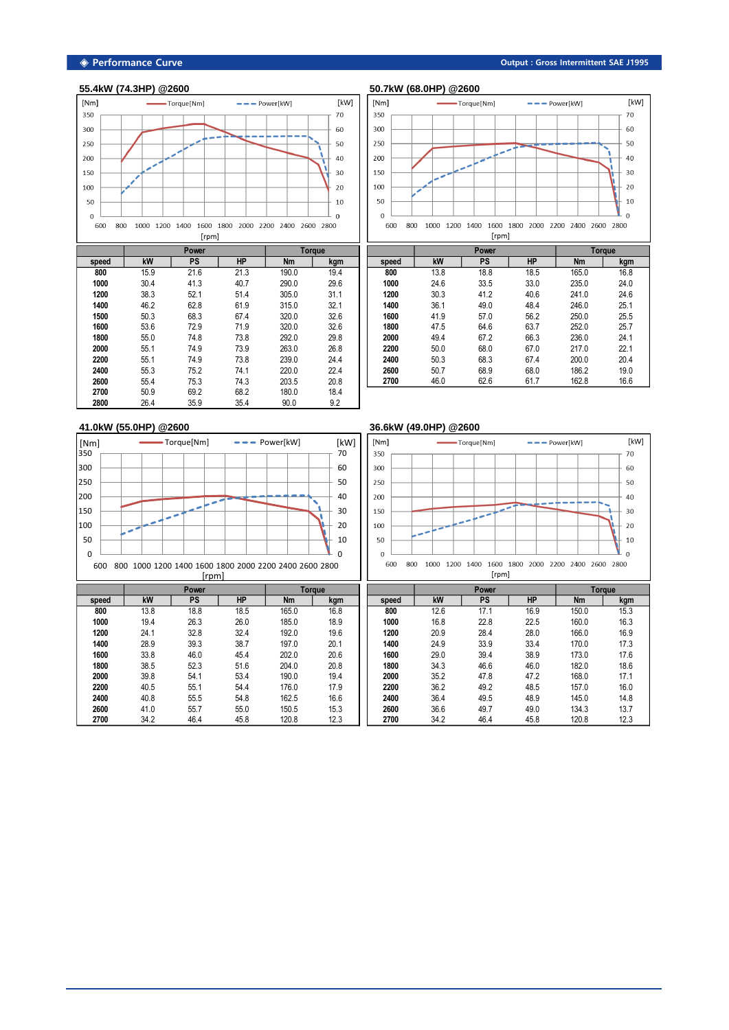## ◈ Performance Curve

Output : Gross Intermittent SAE J1995

### 55.4kW (74.3HP) @2600

| speed | Power | | | Torque | |
|---|---|---|---|---|---|
| | kW | PS | HP | Nm | kgm |
| 800 | 15.9 | 21.6 | 21.3 | 190.0 | 19.4 |
| 1000 | 30.4 | 41.3 | 40.7 | 290.0 | 29.6 |
| 1200 | 38.3 | 52.1 | 51.4 | 305.0 | 31.1 |
| 1400 | 46.2 | 62.8 | 61.9 | 315.0 | 32.1 |
| 1500 | 50.3 | 68.3 | 67.4 | 320.0 | 32.6 |
| 1600 | 53.6 | 72.9 | 71.9 | 320.0 | 32.6 |
| 1800 | 55.0 | 74.8 | 73.8 | 292.0 | 29.8 |
| 2000 | 55.1 | 74.9 | 73.9 | 263.0 | 26.8 |
| 2200 | 55.1 | 74.9 | 73.8 | 239.0 | 24.4 |
| 2400 | 55.3 | 75.2 | 74.1 | 220.0 | 22.4 |
| 2600 | 55.4 | 75.3 | 74.3 | 203.5 | 20.8 |
| 2700 | 50.9 | 69.2 | 68.2 | 180.0 | 18.4 |
| 2800 | 26.4 | 35.9 | 35.4 | 90.0 | 9.2 |

### 50.7kW (68.0HP) @2600

| speed | Power | | | Torque | |
|---|---|---|---|---|---|
| | kW | PS | HP | Nm | kgm |
| 800 | 13.8 | 18.8 | 18.5 | 165.0 | 16.8 |
| 1000 | 24.6 | 33.5 | 33.0 | 235.0 | 24.0 |
| 1200 | 30.3 | 41.2 | 40.6 | 241.0 | 24.6 |
| 1400 | 36.1 | 49.0 | 48.4 | 246.0 | 25.1 |
| 1600 | 41.9 | 57.0 | 56.2 | 250.0 | 25.5 |
| 1800 | 47.5 | 64.6 | 63.7 | 252.0 | 25.7 |
| 2000 | 49.4 | 67.2 | 66.3 | 236.0 | 24.1 |
| 2200 | 50.0 | 68.0 | 67.0 | 217.0 | 22.1 |
| 2400 | 50.3 | 68.3 | 67.4 | 200.0 | 20.4 |
| 2600 | 50.7 | 68.9 | 68.0 | 186.2 | 19.0 |
| 2700 | 46.0 | 62.6 | 61.7 | 162.8 | 16.6 |

### 41.0kW (55.0HP) @2600

| speed | Power | | | Torque | |
|---|---|---|---|---|---|
| | kW | PS | HP | Nm | kgm |
| 800 | 13.8 | 18.8 | 18.5 | 165.0 | 16.8 |
| 1000 | 19.4 | 26.3 | 26.0 | 185.0 | 18.9 |
| 1200 | 24.1 | 32.8 | 32.4 | 192.0 | 19.6 |
| 1400 | 28.9 | 39.3 | 38.7 | 197.0 | 20.1 |
| 1600 | 33.8 | 46.0 | 45.4 | 202.0 | 20.6 |
| 1800 | 38.5 | 52.3 | 51.6 | 204.0 | 20.8 |
| 2000 | 39.8 | 54.1 | 53.4 | 190.0 | 19.4 |
| 2200 | 40.5 | 55.1 | 54.4 | 176.0 | 17.9 |
| 2400 | 40.8 | 55.5 | 54.8 | 162.5 | 16.6 |
| 2600 | 41.0 | 55.7 | 55.0 | 150.5 | 15.3 |
| 2700 | 34.2 | 46.4 | 45.8 | 120.8 | 12.3 |

### 36.6kW (49.0HP) @2600

| speed | Power | | | Torque | |
|---|---|---|---|---|---|
| | kW | PS | HP | Nm | kgm |
| 800 | 12.6 | 17.1 | 16.9 | 150.0 | 15.3 |
| 1000 | 16.8 | 22.8 | 22.5 | 160.0 | 16.3 |
| 1200 | 20.9 | 28.4 | 28.0 | 166.0 | 16.9 |
| 1400 | 24.9 | 33.9 | 33.4 | 170.0 | 17.3 |
| 1600 | 29.0 | 39.4 | 38.9 | 173.0 | 17.6 |
| 1800 | 34.3 | 46.6 | 46.0 | 182.0 | 18.6 |
| 2000 | 35.2 | 47.8 | 47.2 | 168.0 | 17.1 |
| 2200 | 36.2 | 49.2 | 48.5 | 157.0 | 16.0 |
| 2400 | 36.4 | 49.5 | 48.9 | 145.0 | 14.8 |
| 2600 | 36.6 | 49.7 | 49.0 | 134.3 | 13.7 |
| 2700 | 34.2 | 46.4 | 45.8 | 120.8 | 12.3 |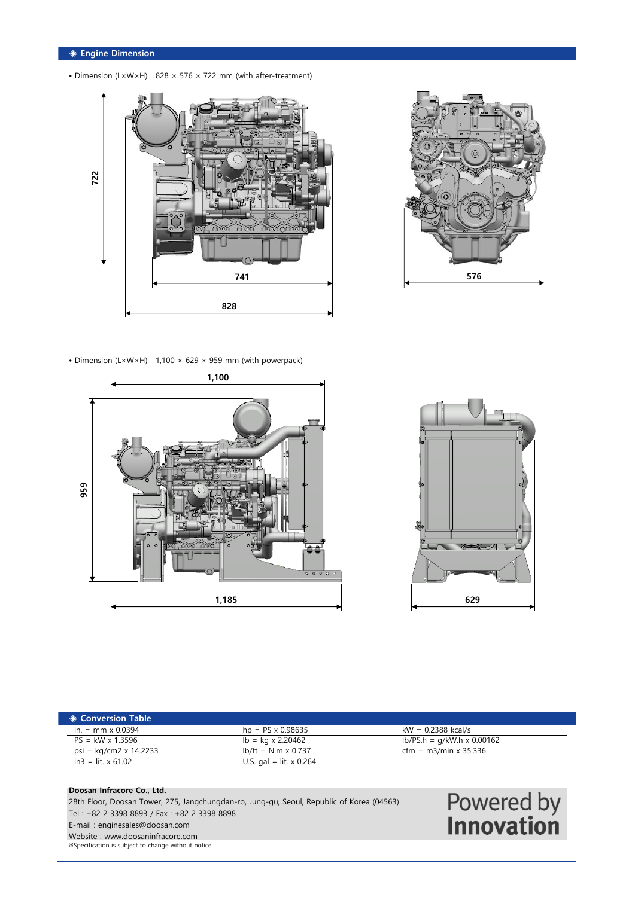## ◈ Engine Dimension

- Dimension (L×W×H) 828 × 576 × 722 mm (with after-treatment)

722
741
828
576

- Dimension (L×W×H) 1,100 × 629 × 959 mm (with powerpack)

1,100
959
1,185
629

## ◈ Conversion Table

| | | |
|---|---|---|
| in. = mm x 0.0394 | hp = PS x 0.98635 | kW = 0.2388 kcal/s |
| PS = kW x 1.3596 | lb = kg x 2.20462 | lb/PS.h = g/kW.h x 0.00162 |
| psi = kg/cm2 x 14.2233 | lb/ft = N.m x 0.737 | cfm = m3/min x 35.336 |
| in3 = lit. x 61.02 | U.S. gal = lit. x 0.264 | |

**Doosan Infracore Co., Ltd.**
28th Floor, Doosan Tower, 275, Jangchungdan-ro, Jung-gu, Seoul, Republic of Korea (04563)
Tel : +82 2 3398 8893 / Fax : +82 2 3398 8898
E-mail : enginesales@doosan.com
Website : www.doosaninfracore.com
※Specification is subject to change without notice.

Powered by **Innovation**